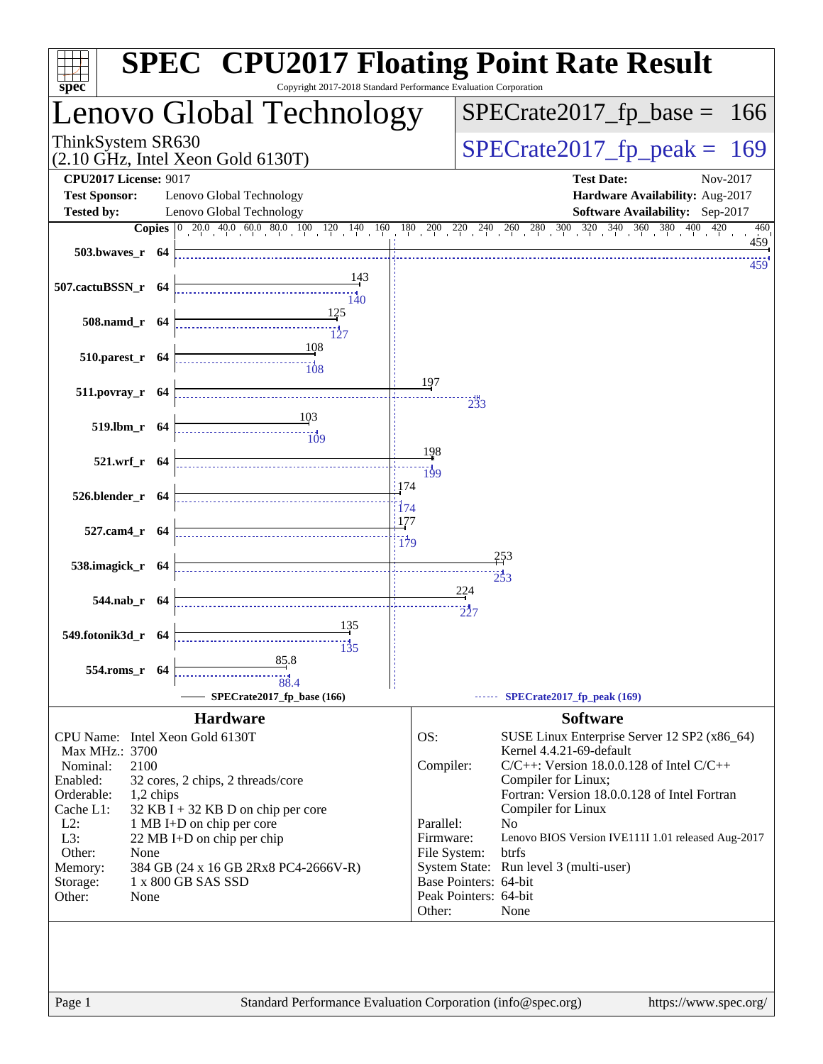# SPEC CPU2017 Floating Point Rate Result

Copyright 2017-2018 Standard Performance Evaluation Corporation

## Lenovo Global Technology

ThinkSystem SR630
(2.10 GHz, Intel Xeon Gold 6130T)

SPECrate2017_fp_base = 166

SPECrate2017_fp_peak = 169

**CPU2017 License:** 9017
**Test Sponsor:** Lenovo Global Technology
**Tested by:** Lenovo Global Technology

**Test Date:** Nov-2017
**Hardware Availability:** Aug-2017
**Software Availability:** Sep-2017

| Benchmark | Copies | Base | Peak |
|---|---|---|---|
| 503.bwaves_r | 64 | 459 | 459 |
| 507.cactuBSSN_r | 64 | 143 | 140 |
| 508.namd_r | 64 | 125 | 127 |
| 510.parest_r | 64 | 108 | 108 |
| 511.povray_r | 64 | 197 | 233 |
| 519.lbm_r | 64 | 103 | 109 |
| 521.wrf_r | 64 | 198 | 199 |
| 526.blender_r | 64 | 174 | 174 |
| 527.cam4_r | 64 | 177 | 179 |
| 538.imagick_r | 64 | 253 | 253 |
| 544.nab_r | 64 | 224 | 227 |
| 549.fotonik3d_r | 64 | 135 | 135 |
| 554.roms_r | 64 | 85.8 | 88.4 |

SPECrate2017_fp_base (166) — SPECrate2017_fp_peak (169)

## Hardware

| | |
|---|---|
| CPU Name: | Intel Xeon Gold 6130T |
| Max MHz.: | 3700 |
| Nominal: | 2100 |
| Enabled: | 32 cores, 2 chips, 2 threads/core |
| Orderable: | 1,2 chips |
| Cache L1: | 32 KB I + 32 KB D on chip per core |
| L2: | 1 MB I+D on chip per core |
| L3: | 22 MB I+D on chip per chip |
| Other: | None |
| Memory: | 384 GB (24 x 16 GB 2Rx8 PC4-2666V-R) |
| Storage: | 1 x 800 GB SAS SSD |
| Other: | None |

## Software

| | |
|---|---|
| OS: | SUSE Linux Enterprise Server 12 SP2 (x86_64) Kernel 4.4.21-69-default |
| Compiler: | C/C++: Version 18.0.0.128 of Intel C/C++ Compiler for Linux; Fortran: Version 18.0.0.128 of Intel Fortran Compiler for Linux |
| Parallel: | No |
| Firmware: | Lenovo BIOS Version IVE111I 1.01 released Aug-2017 |
| File System: | btrfs |
| System State: | Run level 3 (multi-user) |
| Base Pointers: | 64-bit |
| Peak Pointers: | 64-bit |
| Other: | None |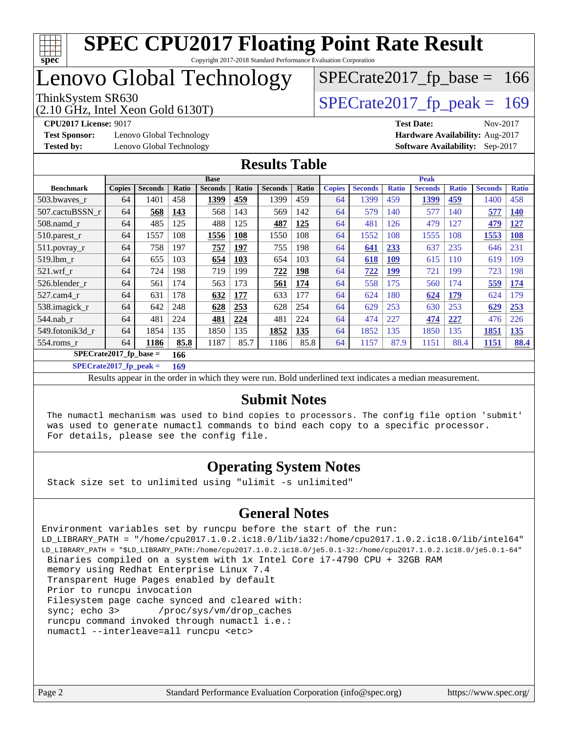# SPEC CPU2017 Floating Point Rate Result

Copyright 2017-2018 Standard Performance Evaluation Corporation

## Lenovo Global Technology

ThinkSystem SR630
(2.10 GHz, Intel Xeon Gold 6130T)

SPECrate2017_fp_base = 166

SPECrate2017_fp_peak = 169

**CPU2017 License:** 9017
**Test Sponsor:** Lenovo Global Technology
**Tested by:** Lenovo Global Technology

**Test Date:** Nov-2017
**Hardware Availability:** Aug-2017
**Software Availability:** Sep-2017

## Results Table

| Benchmark | Base | | | | | | | Peak | | | | | | |
|---|---|---|---|---|---|---|---|---|---|---|---|---|---|---|
| | Copies | Seconds | Ratio | Seconds | Ratio | Seconds | Ratio | Copies | Seconds | Ratio | Seconds | Ratio | Seconds | Ratio |
| 503.bwaves_r | 64 | 1401 | 458 | **1399** | **459** | 1399 | 459 | 64 | 1399 | 459 | **1399** | **459** | 1400 | 458 |
| 507.cactuBSSN_r | 64 | **568** | **143** | 568 | 143 | 569 | 142 | 64 | 579 | 140 | 577 | 140 | **577** | **140** |
| 508.namd_r | 64 | 485 | 125 | 488 | 125 | **487** | **125** | 64 | 481 | 126 | 479 | 127 | **479** | **127** |
| 510.parest_r | 64 | 1557 | 108 | **1556** | **108** | 1550 | 108 | 64 | 1552 | 108 | 1555 | 108 | **1553** | **108** |
| 511.povray_r | 64 | 758 | 197 | **757** | **197** | 755 | 198 | 64 | **641** | **233** | 637 | 235 | 646 | 231 |
| 519.lbm_r | 64 | 655 | 103 | **654** | **103** | 654 | 103 | 64 | **618** | **109** | 615 | 110 | 619 | 109 |
| 521.wrf_r | 64 | 724 | 198 | 719 | 199 | **722** | **198** | 64 | **722** | **199** | 721 | 199 | 723 | 198 |
| 526.blender_r | 64 | 561 | 174 | 563 | 173 | **561** | **174** | 64 | 558 | 175 | 560 | 174 | **559** | **174** |
| 527.cam4_r | 64 | 631 | 178 | **632** | **177** | 633 | 177 | 64 | 624 | 180 | **624** | **179** | 624 | 179 |
| 538.imagick_r | 64 | 642 | 248 | **628** | **253** | 628 | 254 | 64 | 629 | 253 | 630 | 253 | **629** | **253** |
| 544.nab_r | 64 | 481 | 224 | **481** | **224** | 481 | 224 | 64 | 474 | 227 | **474** | **227** | 476 | 226 |
| 549.fotonik3d_r | 64 | 1854 | 135 | 1850 | 135 | **1852** | **135** | 64 | 1852 | 135 | 1850 | 135 | **1851** | **135** |
| 554.roms_r | 64 | **1186** | **85.8** | 1187 | 85.7 | 1186 | 85.8 | 64 | 1157 | 87.9 | 1151 | 88.4 | **1151** | **88.4** |

**SPECrate2017_fp_base = 166**

**SPECrate2017_fp_peak = 169**

Results appear in the order in which they were run. Bold underlined text indicates a median measurement.

## Submit Notes

The numactl mechanism was used to bind copies to processors. The config file option 'submit' was used to generate numactl commands to bind each copy to a specific processor. For details, please see the config file.

## Operating System Notes

Stack size set to unlimited using "ulimit -s unlimited"

## General Notes

```
Environment variables set by runcpu before the start of the run:
LD_LIBRARY_PATH = "/home/cpu2017.1.0.2.ic18.0/lib/ia32:/home/cpu2017.1.0.2.ic18.0/lib/intel64"
LD_LIBRARY_PATH = "$LD_LIBRARY_PATH:/home/cpu2017.1.0.2.ic18.0/je5.0.1-32:/home/cpu2017.1.0.2.ic18.0/je5.0.1-64"
 Binaries compiled on a system with 1x Intel Core i7-4790 CPU + 32GB RAM
 memory using Redhat Enterprise Linux 7.4
 Transparent Huge Pages enabled by default
 Prior to runcpu invocation
 Filesystem page cache synced and cleared with:
 sync; echo 3>       /proc/sys/vm/drop_caches
 runcpu command invoked through numactl i.e.:
 numactl --interleave=all runcpu <etc>
```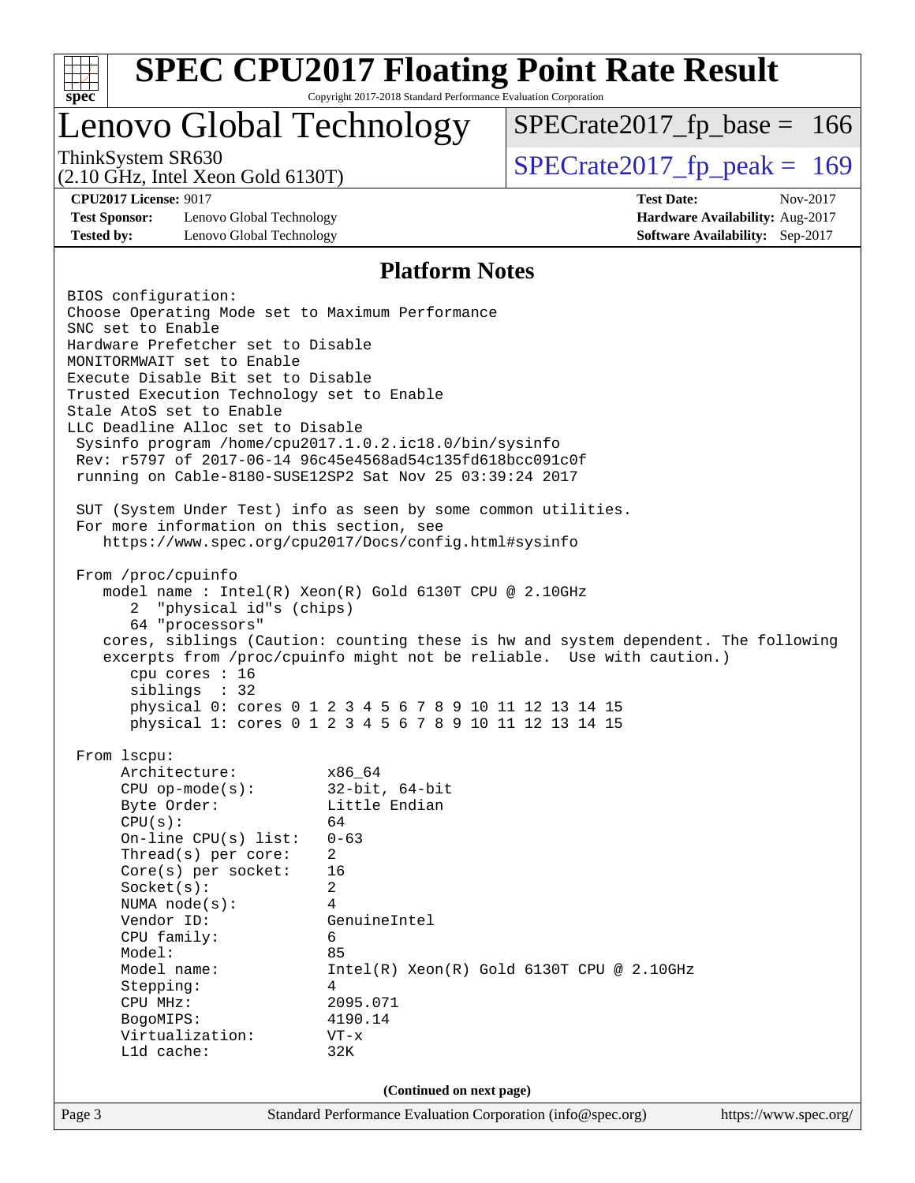# SPEC CPU2017 Floating Point Rate Result

Copyright 2017-2018 Standard Performance Evaluation Corporation

## Lenovo Global Technology

ThinkSystem SR630
(2.10 GHz, Intel Xeon Gold 6130T)

SPECrate2017_fp_base = 166

SPECrate2017_fp_peak = 169

**CPU2017 License:** 9017
**Test Sponsor:** Lenovo Global Technology
**Tested by:** Lenovo Global Technology

**Test Date:** Nov-2017
**Hardware Availability:** Aug-2017
**Software Availability:** Sep-2017

## Platform Notes

```
BIOS configuration:
Choose Operating Mode set to Maximum Performance
SNC set to Enable
Hardware Prefetcher set to Disable
MONITORMWAIT set to Enable
Execute Disable Bit set to Disable
Trusted Execution Technology set to Enable
Stale AtoS set to Enable
LLC Deadline Alloc set to Disable
 Sysinfo program /home/cpu2017.1.0.2.ic18.0/bin/sysinfo
 Rev: r5797 of 2017-06-14 96c45e4568ad54c135fd618bcc091c0f
 running on Cable-8180-SUSE12SP2 Sat Nov 25 03:39:24 2017

 SUT (System Under Test) info as seen by some common utilities.
 For more information on this section, see
    https://www.spec.org/cpu2017/Docs/config.html#sysinfo

 From /proc/cpuinfo
    model name : Intel(R) Xeon(R) Gold 6130T CPU @ 2.10GHz
       2  "physical id"s (chips)
       64 "processors"
    cores, siblings (Caution: counting these is hw and system dependent. The following
    excerpts from /proc/cpuinfo might not be reliable.  Use with caution.)
       cpu cores : 16
       siblings  : 32
       physical 0: cores 0 1 2 3 4 5 6 7 8 9 10 11 12 13 14 15
       physical 1: cores 0 1 2 3 4 5 6 7 8 9 10 11 12 13 14 15

 From lscpu:
      Architecture:          x86_64
      CPU op-mode(s):        32-bit, 64-bit
      Byte Order:            Little Endian
      CPU(s):                64
      On-line CPU(s) list:   0-63
      Thread(s) per core:    2
      Core(s) per socket:    16
      Socket(s):             2
      NUMA node(s):          4
      Vendor ID:             GenuineIntel
      CPU family:            6
      Model:                 85
      Model name:            Intel(R) Xeon(R) Gold 6130T CPU @ 2.10GHz
      Stepping:              4
      CPU MHz:               2095.071
      BogoMIPS:              4190.14
      Virtualization:        VT-x
      L1d cache:             32K
```

(Continued on next page)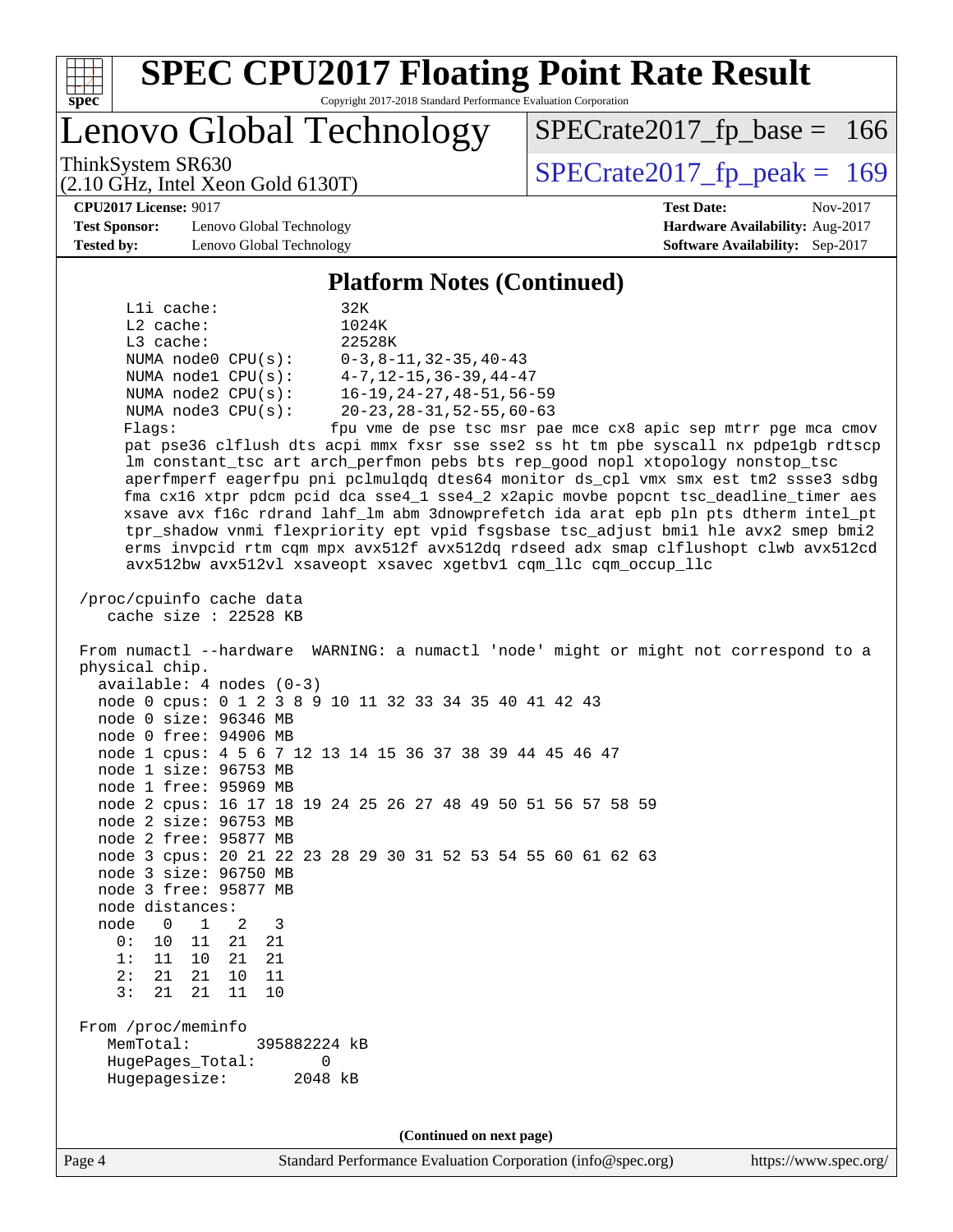# SPEC CPU2017 Floating Point Rate Result

Copyright 2017-2018 Standard Performance Evaluation Corporation

## Lenovo Global Technology

ThinkSystem SR630
(2.10 GHz, Intel Xeon Gold 6130T)

SPECrate2017_fp_base = 166

SPECrate2017_fp_peak = 169

**CPU2017 License:** 9017
**Test Sponsor:** Lenovo Global Technology
**Tested by:** Lenovo Global Technology

**Test Date:** Nov-2017
**Hardware Availability:** Aug-2017
**Software Availability:** Sep-2017

### Platform Notes (Continued)

```
     L1i cache:             32K
     L2 cache:              1024K
     L3 cache:              22528K
     NUMA node0 CPU(s):     0-3,8-11,32-35,40-43
     NUMA node1 CPU(s):     4-7,12-15,36-39,44-47
     NUMA node2 CPU(s):     16-19,24-27,48-51,56-59
     NUMA node3 CPU(s):     20-23,28-31,52-55,60-63
     Flags:                fpu vme de pse tsc msr pae mce cx8 apic sep mtrr pge mca cmov
     pat pse36 clflush dts acpi mmx fxsr sse sse2 ss ht tm pbe syscall nx pdpe1gb rdtscp
     lm constant_tsc art arch_perfmon pebs bts rep_good nopl xtopology nonstop_tsc
     aperfmperf eagerfpu pni pclmulqdq dtes64 monitor ds_cpl vmx smx est tm2 ssse3 sdbg
     fma cx16 xtpr pdcm pcid dca sse4_1 sse4_2 x2apic movbe popcnt tsc_deadline_timer aes
     xsave avx f16c rdrand lahf_lm abm 3dnowprefetch ida arat epb pln pts dtherm intel_pt
     tpr_shadow vnmi flexpriority ept vpid fsgsbase tsc_adjust bmi1 hle avx2 smep bmi2
     erms invpcid rtm cqm mpx avx512f avx512dq rdseed adx smap clflushopt clwb avx512cd
     avx512bw avx512vl xsaveopt xsavec xgetbv1 cqm_llc cqm_occup_llc

 /proc/cpuinfo cache data
    cache size : 22528 KB

 From numactl --hardware  WARNING: a numactl 'node' might or might not correspond to a
 physical chip.
   available: 4 nodes (0-3)
   node 0 cpus: 0 1 2 3 8 9 10 11 32 33 34 35 40 41 42 43
   node 0 size: 96346 MB
   node 0 free: 94906 MB
   node 1 cpus: 4 5 6 7 12 13 14 15 36 37 38 39 44 45 46 47
   node 1 size: 96753 MB
   node 1 free: 95969 MB
   node 2 cpus: 16 17 18 19 24 25 26 27 48 49 50 51 56 57 58 59
   node 2 size: 96753 MB
   node 2 free: 95877 MB
   node 3 cpus: 20 21 22 23 28 29 30 31 52 53 54 55 60 61 62 63
   node 3 size: 96750 MB
   node 3 free: 95877 MB
   node distances:
   node   0   1   2   3
     0:  10  11  21  21
     1:  11  10  21  21
     2:  21  21  10  11
     3:  21  21  11  10

 From /proc/meminfo
    MemTotal:       395882224 kB
    HugePages_Total:       0
    Hugepagesize:       2048 kB
```

(Continued on next page)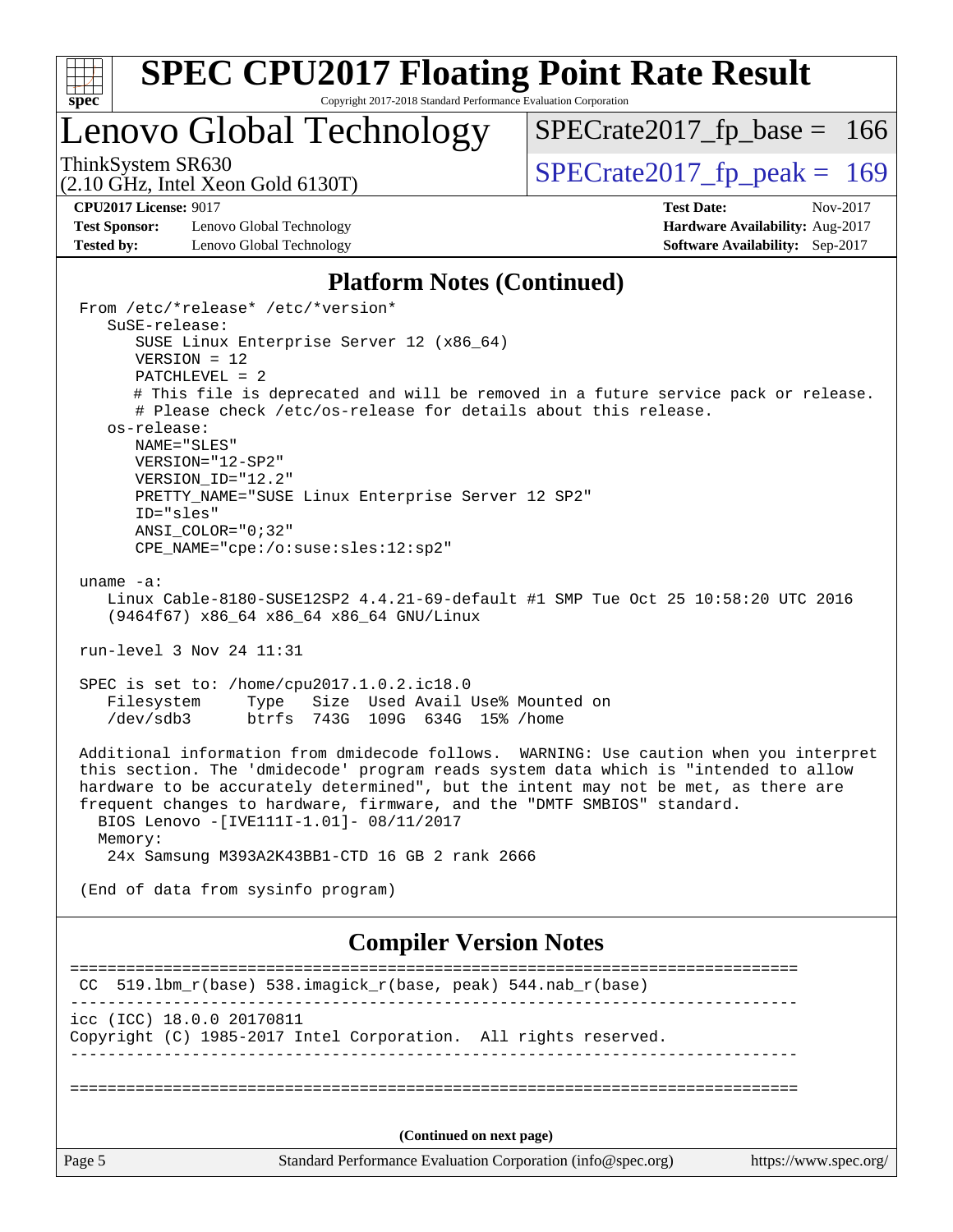## Platform Notes (Continued)

```
From /etc/*release* /etc/*version*
   SuSE-release:
      SUSE Linux Enterprise Server 12 (x86_64)
      VERSION = 12
      PATCHLEVEL = 2
      # This file is deprecated and will be removed in a future service pack or release.
      # Please check /etc/os-release for details about this release.
   os-release:
      NAME="SLES"
      VERSION="12-SP2"
      VERSION_ID="12.2"
      PRETTY_NAME="SUSE Linux Enterprise Server 12 SP2"
      ID="sles"
      ANSI_COLOR="0;32"
      CPE_NAME="cpe:/o:suse:sles:12:sp2"

uname -a:
   Linux Cable-8180-SUSE12SP2 4.4.21-69-default #1 SMP Tue Oct 25 10:58:20 UTC 2016
   (9464f67) x86_64 x86_64 x86_64 GNU/Linux

run-level 3 Nov 24 11:31

SPEC is set to: /home/cpu2017.1.0.2.ic18.0
   Filesystem     Type   Size  Used Avail Use% Mounted on
   /dev/sdb3      btrfs  743G  109G  634G  15% /home

Additional information from dmidecode follows.  WARNING: Use caution when you interpret
this section. The 'dmidecode' program reads system data which is "intended to allow
hardware to be accurately determined", but the intent may not be met, as there are
frequent changes to hardware, firmware, and the "DMTF SMBIOS" standard.
  BIOS Lenovo -[IVE111I-1.01]- 08/11/2017
  Memory:
   24x Samsung M393A2K43BB1-CTD 16 GB 2 rank 2666

(End of data from sysinfo program)
```

## Compiler Version Notes

```
==============================================================================
 CC  519.lbm_r(base) 538.imagick_r(base, peak) 544.nab_r(base)
------------------------------------------------------------------------------
icc (ICC) 18.0.0 20170811
Copyright (C) 1985-2017 Intel Corporation.  All rights reserved.
------------------------------------------------------------------------------

==============================================================================
```

**(Continued on next page)**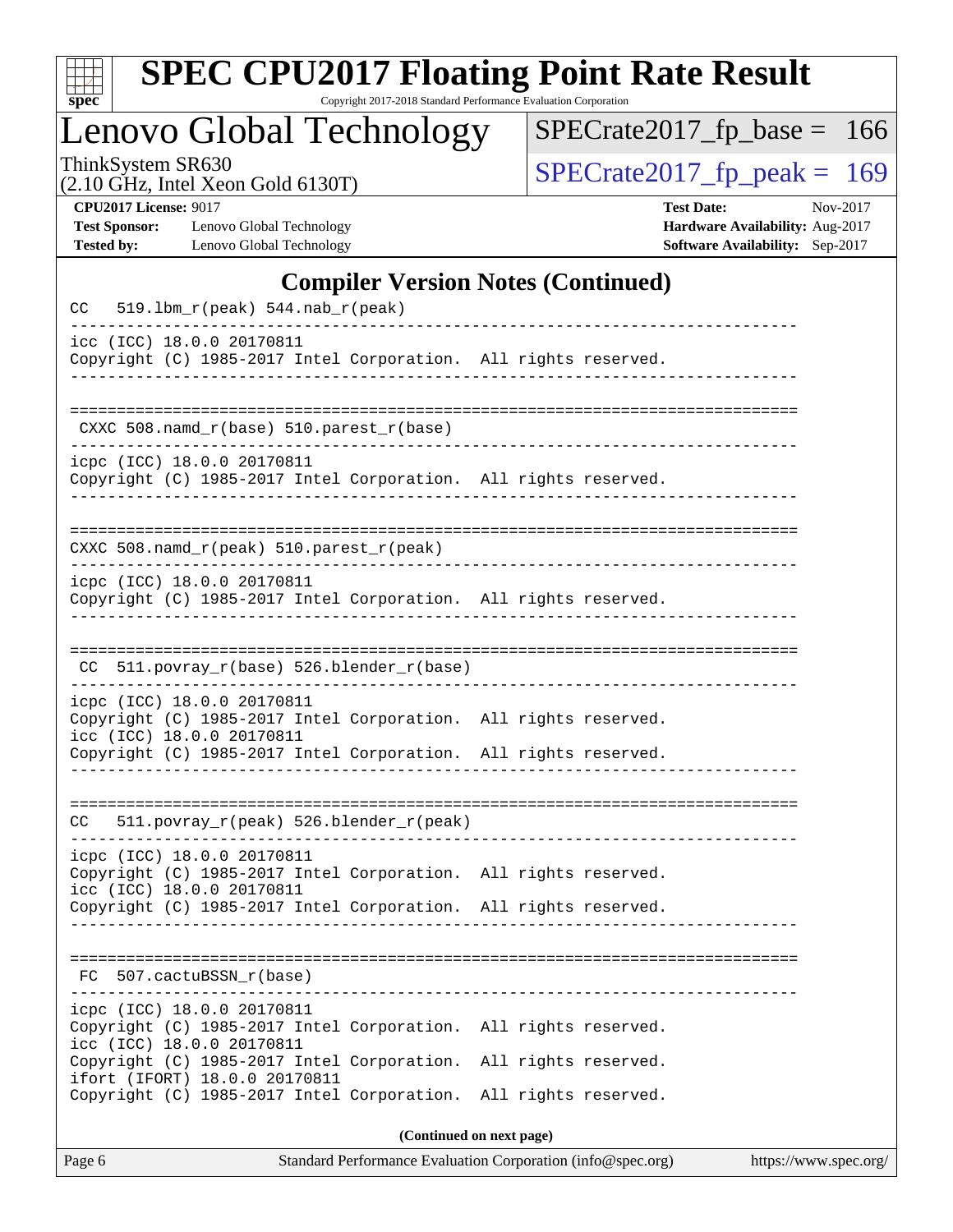## Compiler Version Notes (Continued)

```
CC   519.lbm_r(peak) 544.nab_r(peak)
------------------------------------------------------------------------------
icc (ICC) 18.0.0 20170811
Copyright (C) 1985-2017 Intel Corporation.  All rights reserved.
------------------------------------------------------------------------------

==============================================================================
 CXXC 508.namd_r(base) 510.parest_r(base)
------------------------------------------------------------------------------
icpc (ICC) 18.0.0 20170811
Copyright (C) 1985-2017 Intel Corporation.  All rights reserved.
------------------------------------------------------------------------------

==============================================================================
CXXC 508.namd_r(peak) 510.parest_r(peak)
------------------------------------------------------------------------------
icpc (ICC) 18.0.0 20170811
Copyright (C) 1985-2017 Intel Corporation.  All rights reserved.
------------------------------------------------------------------------------

==============================================================================
 CC  511.povray_r(base) 526.blender_r(base)
------------------------------------------------------------------------------
icpc (ICC) 18.0.0 20170811
Copyright (C) 1985-2017 Intel Corporation.  All rights reserved.
icc (ICC) 18.0.0 20170811
Copyright (C) 1985-2017 Intel Corporation.  All rights reserved.
------------------------------------------------------------------------------

==============================================================================
CC   511.povray_r(peak) 526.blender_r(peak)
------------------------------------------------------------------------------
icpc (ICC) 18.0.0 20170811
Copyright (C) 1985-2017 Intel Corporation.  All rights reserved.
icc (ICC) 18.0.0 20170811
Copyright (C) 1985-2017 Intel Corporation.  All rights reserved.
------------------------------------------------------------------------------

==============================================================================
 FC  507.cactuBSSN_r(base)
------------------------------------------------------------------------------
icpc (ICC) 18.0.0 20170811
Copyright (C) 1985-2017 Intel Corporation.  All rights reserved.
icc (ICC) 18.0.0 20170811
Copyright (C) 1985-2017 Intel Corporation.  All rights reserved.
ifort (IFORT) 18.0.0 20170811
Copyright (C) 1985-2017 Intel Corporation.  All rights reserved.
```

**(Continued on next page)**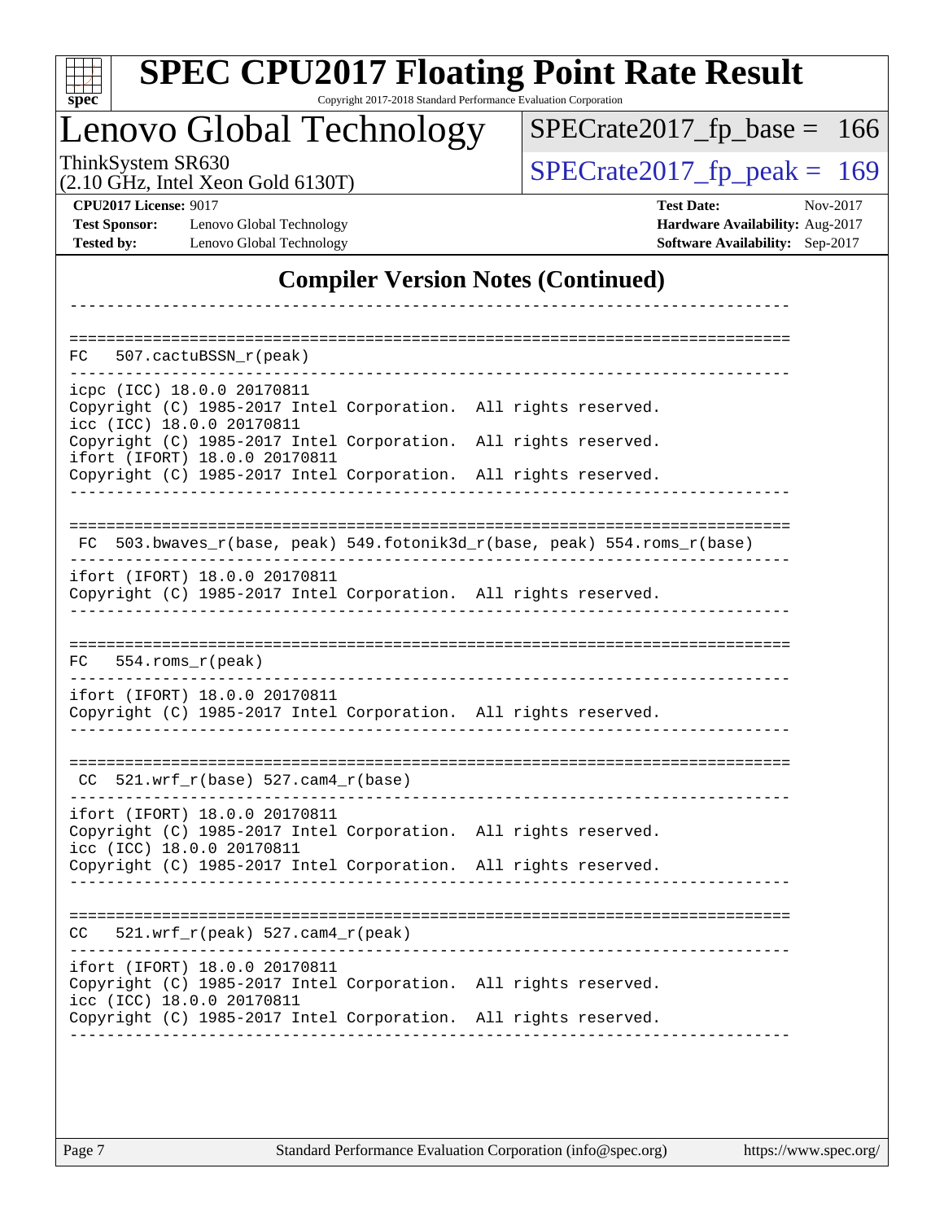# SPEC CPU2017 Floating Point Rate Result

Copyright 2017-2018 Standard Performance Evaluation Corporation

## Lenovo Global Technology

ThinkSystem SR630
(2.10 GHz, Intel Xeon Gold 6130T)

SPECrate2017_fp_base = 166

SPECrate2017_fp_peak = 169

**CPU2017 License:** 9017
**Test Sponsor:** Lenovo Global Technology
**Tested by:** Lenovo Global Technology

**Test Date:** Nov-2017
**Hardware Availability:** Aug-2017
**Software Availability:** Sep-2017

### Compiler Version Notes (Continued)

```
------------------------------------------------------------------------------

==============================================================================
 FC   507.cactuBSSN_r(peak)
------------------------------------------------------------------------------
icpc (ICC) 18.0.0 20170811
Copyright (C) 1985-2017 Intel Corporation.  All rights reserved.
icc (ICC) 18.0.0 20170811
Copyright (C) 1985-2017 Intel Corporation.  All rights reserved.
ifort (IFORT) 18.0.0 20170811
Copyright (C) 1985-2017 Intel Corporation.  All rights reserved.
------------------------------------------------------------------------------

==============================================================================
 FC  503.bwaves_r(base, peak) 549.fotonik3d_r(base, peak) 554.roms_r(base)
------------------------------------------------------------------------------
ifort (IFORT) 18.0.0 20170811
Copyright (C) 1985-2017 Intel Corporation.  All rights reserved.
------------------------------------------------------------------------------

==============================================================================
 FC   554.roms_r(peak)
------------------------------------------------------------------------------
ifort (IFORT) 18.0.0 20170811
Copyright (C) 1985-2017 Intel Corporation.  All rights reserved.
------------------------------------------------------------------------------

==============================================================================
 CC  521.wrf_r(base) 527.cam4_r(base)
------------------------------------------------------------------------------
ifort (IFORT) 18.0.0 20170811
Copyright (C) 1985-2017 Intel Corporation.  All rights reserved.
icc (ICC) 18.0.0 20170811
Copyright (C) 1985-2017 Intel Corporation.  All rights reserved.
------------------------------------------------------------------------------

==============================================================================
 CC   521.wrf_r(peak) 527.cam4_r(peak)
------------------------------------------------------------------------------
ifort (IFORT) 18.0.0 20170811
Copyright (C) 1985-2017 Intel Corporation.  All rights reserved.
icc (ICC) 18.0.0 20170811
Copyright (C) 1985-2017 Intel Corporation.  All rights reserved.
------------------------------------------------------------------------------
```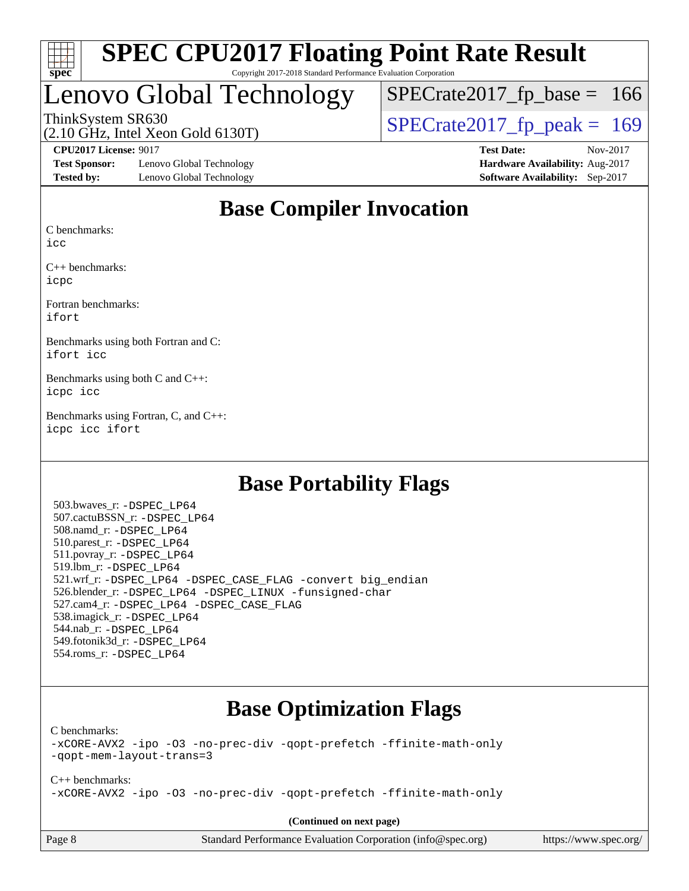# SPEC CPU2017 Floating Point Rate Result

Copyright 2017-2018 Standard Performance Evaluation Corporation

## Lenovo Global Technology

ThinkSystem SR630
(2.10 GHz, Intel Xeon Gold 6130T)

SPECrate2017_fp_base = 166
SPECrate2017_fp_peak = 169

**CPU2017 License:** 9017
**Test Sponsor:** Lenovo Global Technology
**Tested by:** Lenovo Global Technology
**Test Date:** Nov-2017
**Hardware Availability:** Aug-2017
**Software Availability:** Sep-2017

## Base Compiler Invocation

C benchmarks:
`icc`

C++ benchmarks:
`icpc`

Fortran benchmarks:
`ifort`

Benchmarks using both Fortran and C:
`ifort icc`

Benchmarks using both C and C++:
`icpc icc`

Benchmarks using Fortran, C, and C++:
`icpc icc ifort`

## Base Portability Flags

503.bwaves_r: `-DSPEC_LP64`
507.cactuBSSN_r: `-DSPEC_LP64`
508.namd_r: `-DSPEC_LP64`
510.parest_r: `-DSPEC_LP64`
511.povray_r: `-DSPEC_LP64`
519.lbm_r: `-DSPEC_LP64`
521.wrf_r: `-DSPEC_LP64 -DSPEC_CASE_FLAG -convert big_endian`
526.blender_r: `-DSPEC_LP64 -DSPEC_LINUX -funsigned-char`
527.cam4_r: `-DSPEC_LP64 -DSPEC_CASE_FLAG`
538.imagick_r: `-DSPEC_LP64`
544.nab_r: `-DSPEC_LP64`
549.fotonik3d_r: `-DSPEC_LP64`
554.roms_r: `-DSPEC_LP64`

## Base Optimization Flags

C benchmarks:
`-xCORE-AVX2 -ipo -O3 -no-prec-div -qopt-prefetch -ffinite-math-only -qopt-mem-layout-trans=3`

C++ benchmarks:
`-xCORE-AVX2 -ipo -O3 -no-prec-div -qopt-prefetch -ffinite-math-only`

**(Continued on next page)**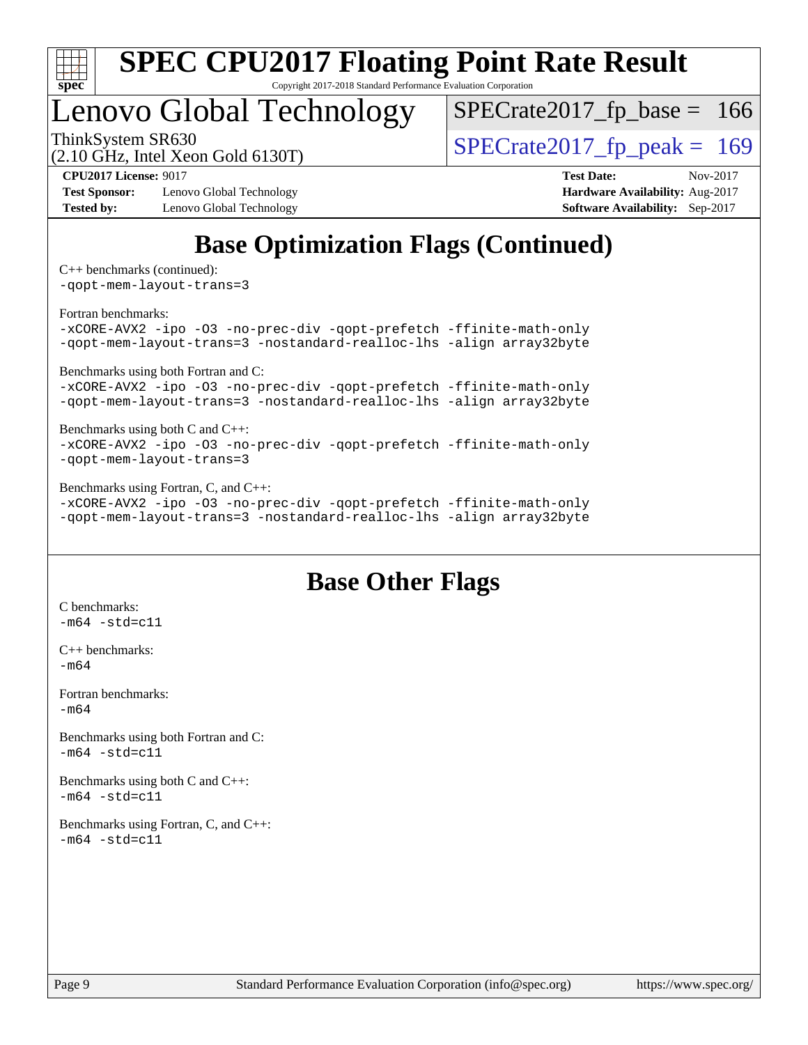# Base Optimization Flags (Continued)

C++ benchmarks (continued):

```
-qopt-mem-layout-trans=3
```

Fortran benchmarks:

```
-xCORE-AVX2 -ipo -O3 -no-prec-div -qopt-prefetch -ffinite-math-only
-qopt-mem-layout-trans=3 -nostandard-realloc-lhs -align array32byte
```

Benchmarks using both Fortran and C:

```
-xCORE-AVX2 -ipo -O3 -no-prec-div -qopt-prefetch -ffinite-math-only
-qopt-mem-layout-trans=3 -nostandard-realloc-lhs -align array32byte
```

Benchmarks using both C and C++:

```
-xCORE-AVX2 -ipo -O3 -no-prec-div -qopt-prefetch -ffinite-math-only
-qopt-mem-layout-trans=3
```

Benchmarks using Fortran, C, and C++:

```
-xCORE-AVX2 -ipo -O3 -no-prec-div -qopt-prefetch -ffinite-math-only
-qopt-mem-layout-trans=3 -nostandard-realloc-lhs -align array32byte
```

# Base Other Flags

C benchmarks:

```
-m64 -std=c11
```

C++ benchmarks:

```
-m64
```

Fortran benchmarks:

```
-m64
```

Benchmarks using both Fortran and C:

```
-m64 -std=c11
```

Benchmarks using both C and C++:

```
-m64 -std=c11
```

Benchmarks using Fortran, C, and C++:

```
-m64 -std=c11
```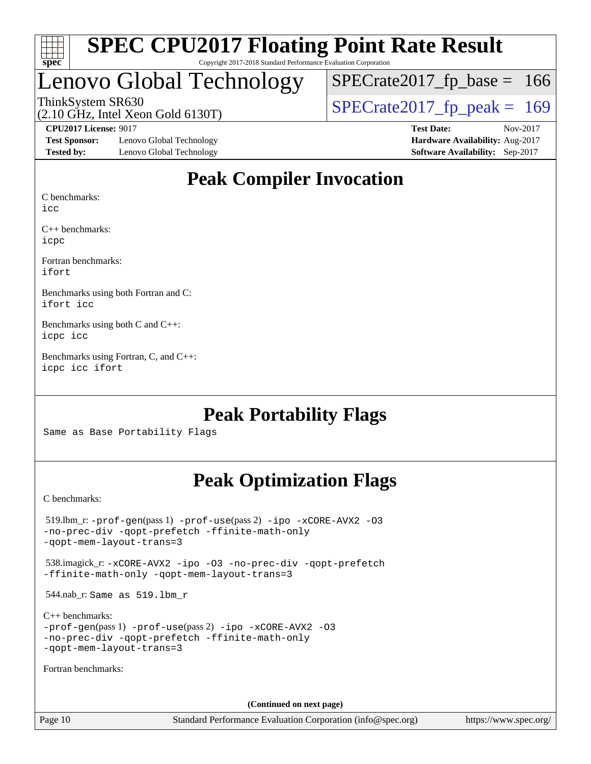# Peak Compiler Invocation

C benchmarks:
icc

C++ benchmarks:
icpc

Fortran benchmarks:
ifort

Benchmarks using both Fortran and C:
ifort icc

Benchmarks using both C and C++:
icpc icc

Benchmarks using Fortran, C, and C++:
icpc icc ifort

# Peak Portability Flags

Same as Base Portability Flags

# Peak Optimization Flags

C benchmarks:

519.lbm_r: -prof-gen(pass 1) -prof-use(pass 2) -ipo -xCORE-AVX2 -O3 -no-prec-div -qopt-prefetch -ffinite-math-only -qopt-mem-layout-trans=3

538.imagick_r: -xCORE-AVX2 -ipo -O3 -no-prec-div -qopt-prefetch -ffinite-math-only -qopt-mem-layout-trans=3

544.nab_r: Same as 519.lbm_r

C++ benchmarks:
-prof-gen(pass 1) -prof-use(pass 2) -ipo -xCORE-AVX2 -O3 -no-prec-div -qopt-prefetch -ffinite-math-only -qopt-mem-layout-trans=3

Fortran benchmarks:

(Continued on next page)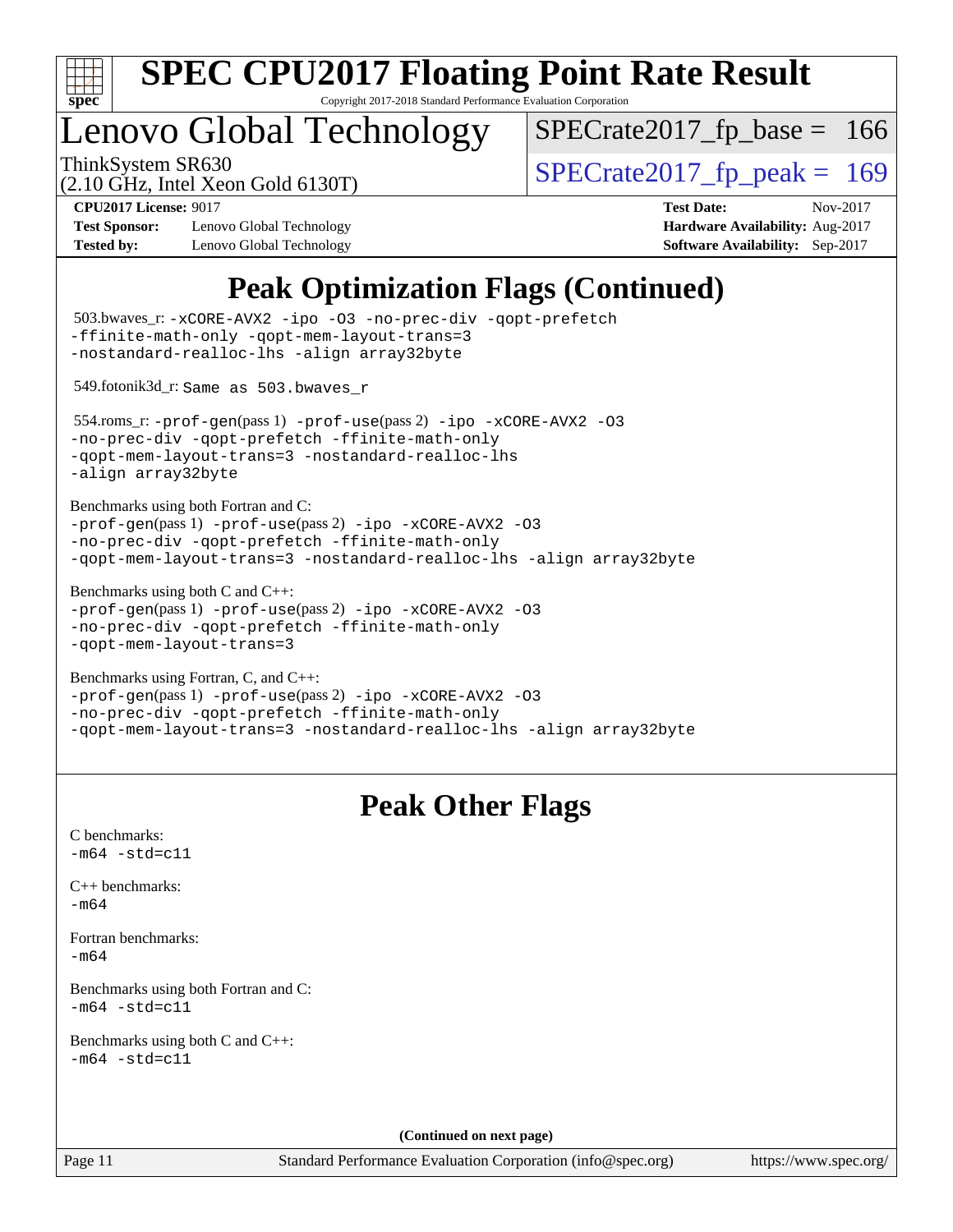# SPEC CPU2017 Floating Point Rate Result

Copyright 2017-2018 Standard Performance Evaluation Corporation

# Lenovo Global Technology

ThinkSystem SR630
(2.10 GHz, Intel Xeon Gold 6130T)

SPECrate2017_fp_base = 166

SPECrate2017_fp_peak = 169

**CPU2017 License:** 9017
**Test Sponsor:** Lenovo Global Technology
**Tested by:** Lenovo Global Technology

**Test Date:** Nov-2017
**Hardware Availability:** Aug-2017
**Software Availability:** Sep-2017

## Peak Optimization Flags (Continued)

503.bwaves_r: `-xCORE-AVX2 -ipo -O3 -no-prec-div -qopt-prefetch -ffinite-math-only -qopt-mem-layout-trans=3 -nostandard-realloc-lhs -align array32byte`

549.fotonik3d_r: `Same as 503.bwaves_r`

554.roms_r: `-prof-gen`(pass 1) `-prof-use`(pass 2) `-ipo -xCORE-AVX2 -O3 -no-prec-div -qopt-prefetch -ffinite-math-only -qopt-mem-layout-trans=3 -nostandard-realloc-lhs -align array32byte`

Benchmarks using both Fortran and C:
`-prof-gen`(pass 1) `-prof-use`(pass 2) `-ipo -xCORE-AVX2 -O3 -no-prec-div -qopt-prefetch -ffinite-math-only -qopt-mem-layout-trans=3 -nostandard-realloc-lhs -align array32byte`

Benchmarks using both C and C++:
`-prof-gen`(pass 1) `-prof-use`(pass 2) `-ipo -xCORE-AVX2 -O3 -no-prec-div -qopt-prefetch -ffinite-math-only -qopt-mem-layout-trans=3`

Benchmarks using Fortran, C, and C++:
`-prof-gen`(pass 1) `-prof-use`(pass 2) `-ipo -xCORE-AVX2 -O3 -no-prec-div -qopt-prefetch -ffinite-math-only -qopt-mem-layout-trans=3 -nostandard-realloc-lhs -align array32byte`

## Peak Other Flags

C benchmarks:
`-m64 -std=c11`

C++ benchmarks:
`-m64`

Fortran benchmarks:
`-m64`

Benchmarks using both Fortran and C:
`-m64 -std=c11`

Benchmarks using both C and C++:
`-m64 -std=c11`

**(Continued on next page)**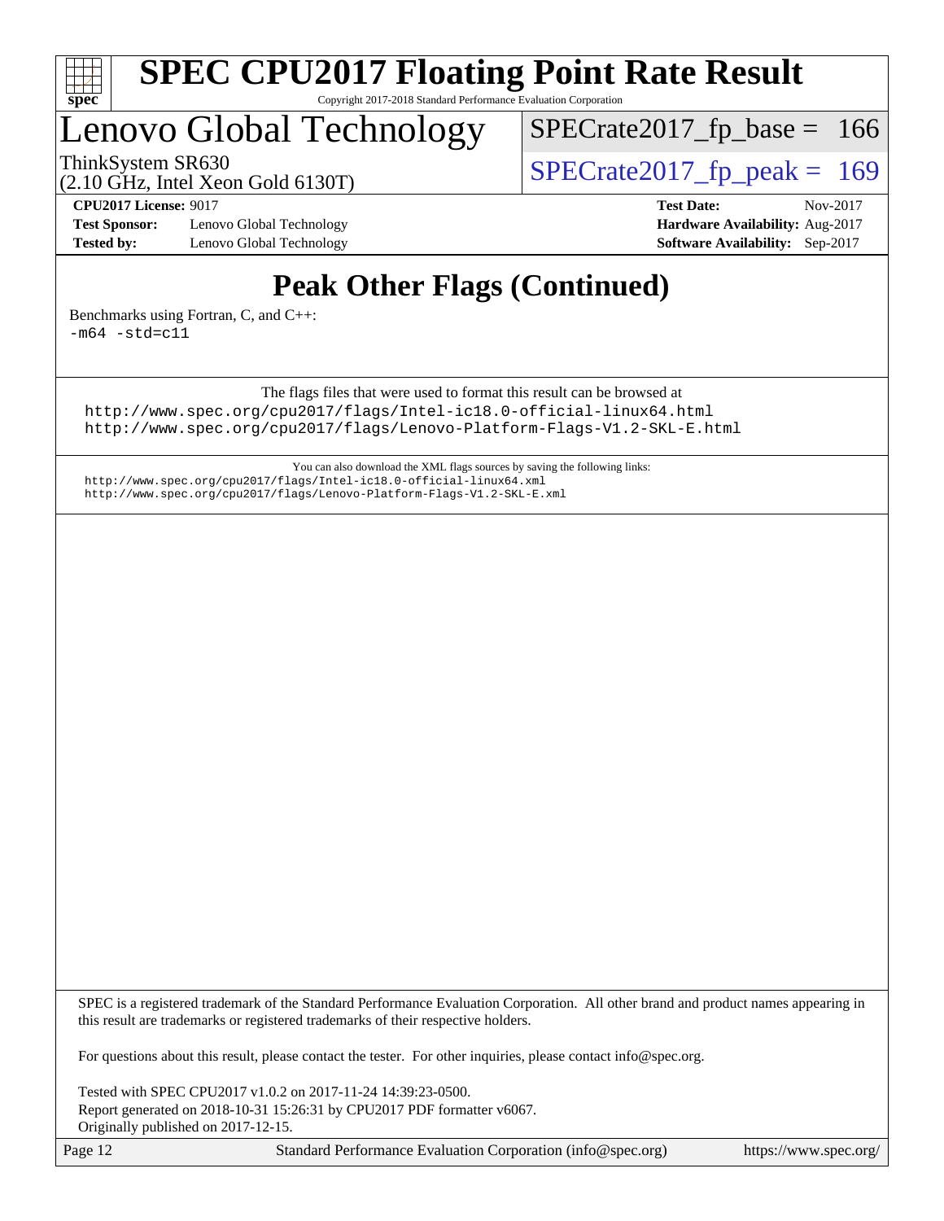# Peak Other Flags (Continued)

Benchmarks using Fortran, C, and C++:
-m64 -std=c11

The flags files that were used to format this result can be browsed at
http://www.spec.org/cpu2017/flags/Intel-ic18.0-official-linux64.html
http://www.spec.org/cpu2017/flags/Lenovo-Platform-Flags-V1.2-SKL-E.html

You can also download the XML flags sources by saving the following links:
http://www.spec.org/cpu2017/flags/Intel-ic18.0-official-linux64.xml
http://www.spec.org/cpu2017/flags/Lenovo-Platform-Flags-V1.2-SKL-E.xml

SPEC is a registered trademark of the Standard Performance Evaluation Corporation. All other brand and product names appearing in this result are trademarks or registered trademarks of their respective holders.

For questions about this result, please contact the tester. For other inquiries, please contact info@spec.org.

Tested with SPEC CPU2017 v1.0.2 on 2017-11-24 14:39:23-0500.
Report generated on 2018-10-31 15:26:31 by CPU2017 PDF formatter v6067.
Originally published on 2017-12-15.